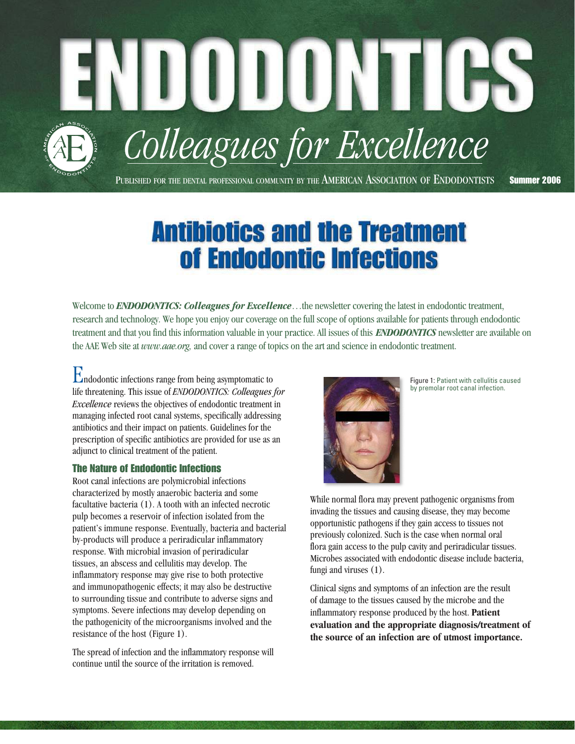# ENDODONTICS

## Colleagues for Excellence

PUBLISHED FOR THE DENTAL PROFESSIONAL COMMUNITY BY THE AMERICAN ASSOCIATION OF ENDODONTISTS **Summer 2006**

# Antibiotics and the Treatment of Endodontic Infections

Welcome to ***ENDODONTICS: Colleagues for Excellence***…the newsletter covering the latest in endodontic treatment, research and technology. We hope you enjoy our coverage on the full scope of options available for patients through endodontic treatment and that you find this information valuable in your practice. All issues of this ***ENDODONTICS*** newsletter are available on the AAE Web site at *www.aae.org,* and cover a range of topics on the art and science in endodontic treatment.

Endodontic infections range from being asymptomatic to life threatening. This issue of *ENDODONTICS: Colleagues for Excellence* reviews the objectives of endodontic treatment in managing infected root canal systems, specifically addressing antibiotics and their impact on patients. Guidelines for the prescription of specific antibiotics are provided for use as an adjunct to clinical treatment of the patient.

### The Nature of Endodontic Infections

Root canal infections are polymicrobial infections characterized by mostly anaerobic bacteria and some facultative bacteria (1). A tooth with an infected necrotic pulp becomes a reservoir of infection isolated from the patient's immune response. Eventually, bacteria and bacterial by-products will produce a periradicular inflammatory response. With microbial invasion of periradicular tissues, an abscess and cellulitis may develop. The inflammatory response may give rise to both protective and immunopathogenic effects; it may also be destructive to surrounding tissue and contribute to adverse signs and symptoms. Severe infections may develop depending on the pathogenicity of the microorganisms involved and the resistance of the host (Figure 1).

The spread of infection and the inflammatory response will continue until the source of the irritation is removed.

Figure 1: Patient with cellulitis caused by premolar root canal infection.

While normal flora may prevent pathogenic organisms from invading the tissues and causing disease, they may become opportunistic pathogens if they gain access to tissues not previously colonized. Such is the case when normal oral flora gain access to the pulp cavity and periradicular tissues. Microbes associated with endodontic disease include bacteria, fungi and viruses (1).

Clinical signs and symptoms of an infection are the result of damage to the tissues caused by the microbe and the inflammatory response produced by the host. **Patient evaluation and the appropriate diagnosis/treatment of the source of an infection are of utmost importance.**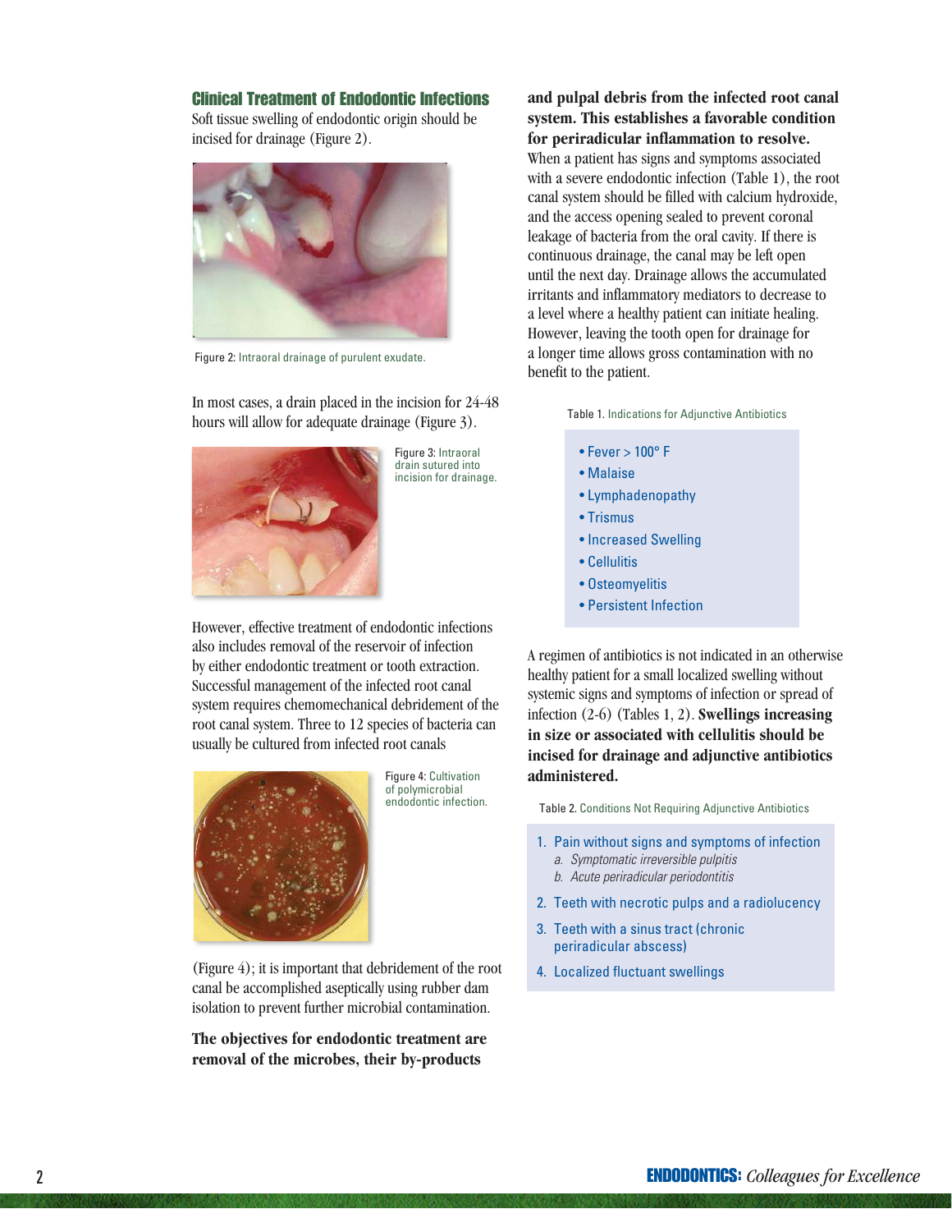## Clinical Treatment of Endodontic Infections

Soft tissue swelling of endodontic origin should be incised for drainage (Figure 2).

Figure 2: Intraoral drainage of purulent exudate.

In most cases, a drain placed in the incision for 24-48 hours will allow for adequate drainage (Figure 3).

Figure 3: Intraoral drain sutured into incision for drainage.

However, effective treatment of endodontic infections also includes removal of the reservoir of infection by either endodontic treatment or tooth extraction. Successful management of the infected root canal system requires chemomechanical debridement of the root canal system. Three to 12 species of bacteria can usually be cultured from infected root canals (Figure 4); it is important that debridement of the root canal be accomplished aseptically using rubber dam isolation to prevent further microbial contamination.

Figure 4: Cultivation of polymicrobial endodontic infection.

**The objectives for endodontic treatment are removal of the microbes, their by-products and pulpal debris from the infected root canal system. This establishes a favorable condition for periradicular inflammation to resolve.** When a patient has signs and symptoms associated with a severe endodontic infection (Table 1), the root canal system should be filled with calcium hydroxide, and the access opening sealed to prevent coronal leakage of bacteria from the oral cavity. If there is continuous drainage, the canal may be left open until the next day. Drainage allows the accumulated irritants and inflammatory mediators to decrease to a level where a healthy patient can initiate healing. However, leaving the tooth open for drainage for a longer time allows gross contamination with no benefit to the patient.

Table 1. Indications for Adjunctive Antibiotics

- Fever > 100° F
- Malaise
- Lymphadenopathy
- Trismus
- Increased Swelling
- Cellulitis
- Osteomyelitis
- Persistent Infection

A regimen of antibiotics is not indicated in an otherwise healthy patient for a small localized swelling without systemic signs and symptoms of infection or spread of infection (2-6) (Tables 1, 2). **Swellings increasing in size or associated with cellulitis should be incised for drainage and adjunctive antibiotics administered.**

Table 2. Conditions Not Requiring Adjunctive Antibiotics

1. Pain without signs and symptoms of infection
   a. *Symptomatic irreversible pulpitis*
   b. *Acute periradicular periodontitis*
2. Teeth with necrotic pulps and a radiolucency
3. Teeth with a sinus tract (chronic periradicular abscess)
4. Localized fluctuant swellings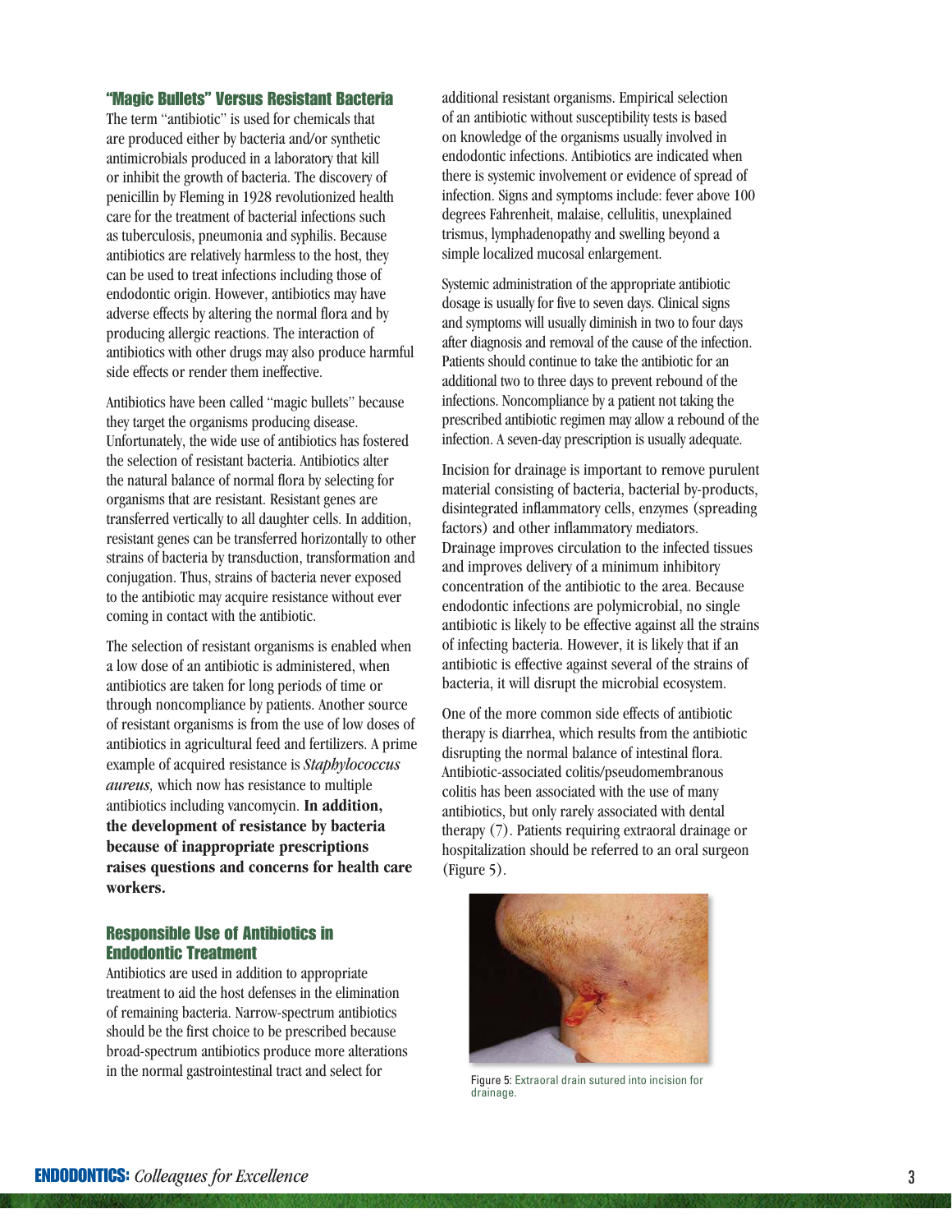## "Magic Bullets" Versus Resistant Bacteria

The term "antibiotic" is used for chemicals that are produced either by bacteria and/or synthetic antimicrobials produced in a laboratory that kill or inhibit the growth of bacteria. The discovery of penicillin by Fleming in 1928 revolutionized health care for the treatment of bacterial infections such as tuberculosis, pneumonia and syphilis. Because antibiotics are relatively harmless to the host, they can be used to treat infections including those of endodontic origin. However, antibiotics may have adverse effects by altering the normal flora and by producing allergic reactions. The interaction of antibiotics with other drugs may also produce harmful side effects or render them ineffective.

Antibiotics have been called "magic bullets" because they target the organisms producing disease. Unfortunately, the wide use of antibiotics has fostered the selection of resistant bacteria. Antibiotics alter the natural balance of normal flora by selecting for organisms that are resistant. Resistant genes are transferred vertically to all daughter cells. In addition, resistant genes can be transferred horizontally to other strains of bacteria by transduction, transformation and conjugation. Thus, strains of bacteria never exposed to the antibiotic may acquire resistance without ever coming in contact with the antibiotic.

The selection of resistant organisms is enabled when a low dose of an antibiotic is administered, when antibiotics are taken for long periods of time or through noncompliance by patients. Another source of resistant organisms is from the use of low doses of antibiotics in agricultural feed and fertilizers. A prime example of acquired resistance is *Staphylococcus aureus,* which now has resistance to multiple antibiotics including vancomycin. **In addition, the development of resistance by bacteria because of inappropriate prescriptions raises questions and concerns for health care workers.**

## Responsible Use of Antibiotics in Endodontic Treatment

Antibiotics are used in addition to appropriate treatment to aid the host defenses in the elimination of remaining bacteria. Narrow-spectrum antibiotics should be the first choice to be prescribed because broad-spectrum antibiotics produce more alterations in the normal gastrointestinal tract and select for additional resistant organisms. Empirical selection of an antibiotic without susceptibility tests is based on knowledge of the organisms usually involved in endodontic infections. Antibiotics are indicated when there is systemic involvement or evidence of spread of infection. Signs and symptoms include: fever above 100 degrees Fahrenheit, malaise, cellulitis, unexplained trismus, lymphadenopathy and swelling beyond a simple localized mucosal enlargement.

Systemic administration of the appropriate antibiotic dosage is usually for five to seven days. Clinical signs and symptoms will usually diminish in two to four days after diagnosis and removal of the cause of the infection. Patients should continue to take the antibiotic for an additional two to three days to prevent rebound of the infections. Noncompliance by a patient not taking the prescribed antibiotic regimen may allow a rebound of the infection. A seven-day prescription is usually adequate.

Incision for drainage is important to remove purulent material consisting of bacteria, bacterial by-products, disintegrated inflammatory cells, enzymes (spreading factors) and other inflammatory mediators. Drainage improves circulation to the infected tissues and improves delivery of a minimum inhibitory concentration of the antibiotic to the area. Because endodontic infections are polymicrobial, no single antibiotic is likely to be effective against all the strains of infecting bacteria. However, it is likely that if an antibiotic is effective against several of the strains of bacteria, it will disrupt the microbial ecosystem.

One of the more common side effects of antibiotic therapy is diarrhea, which results from the antibiotic disrupting the normal balance of intestinal flora. Antibiotic-associated colitis/pseudomembranous colitis has been associated with the use of many antibiotics, but only rarely associated with dental therapy (7). Patients requiring extraoral drainage or hospitalization should be referred to an oral surgeon (Figure 5).

Figure 5: Extraoral drain sutured into incision for drainage.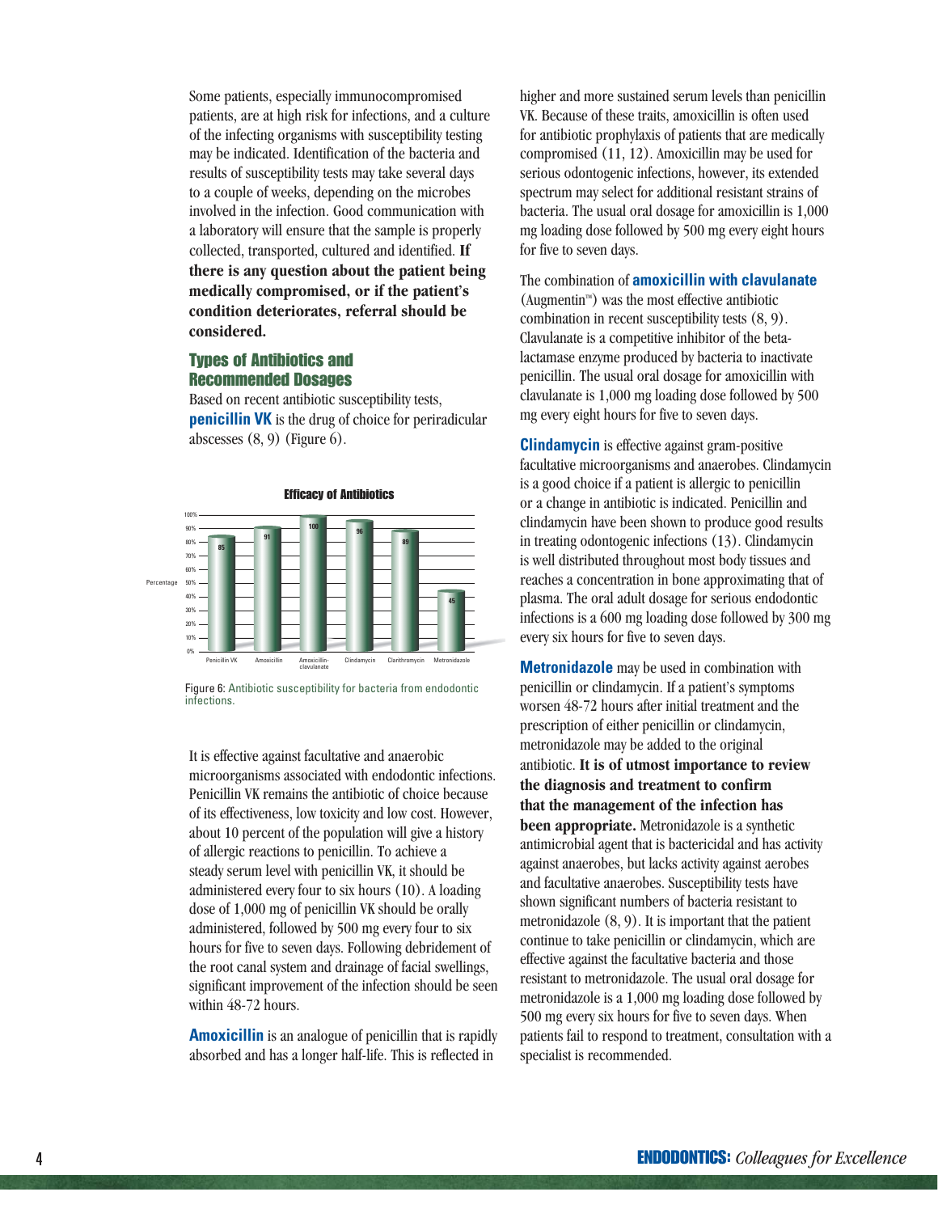Some patients, especially immunocompromised patients, are at high risk for infections, and a culture of the infecting organisms with susceptibility testing may be indicated. Identification of the bacteria and results of susceptibility tests may take several days to a couple of weeks, depending on the microbes involved in the infection. Good communication with a laboratory will ensure that the sample is properly collected, transported, cultured and identified. **If there is any question about the patient being medically compromised, or if the patient's condition deteriorates, referral should be considered.**

## Types of Antibiotics and Recommended Dosages

Based on recent antibiotic susceptibility tests, **penicillin VK** is the drug of choice for periradicular abscesses (8, 9) (Figure 6).

**Efficacy of Antibiotics**

| Antibiotic | Percentage |
|---|---|
| Penicillin VK | 85 |
| Amoxicillin | 91 |
| Amoxicillin-clavulanate | 100 |
| Clindamycin | 96 |
| Clarithromycin | 89 |
| Metronidazole | 45 |

Figure 6: Antibiotic susceptibility for bacteria from endodontic infections.

It is effective against facultative and anaerobic microorganisms associated with endodontic infections. Penicillin VK remains the antibiotic of choice because of its effectiveness, low toxicity and low cost. However, about 10 percent of the population will give a history of allergic reactions to penicillin. To achieve a steady serum level with penicillin VK, it should be administered every four to six hours (10). A loading dose of 1,000 mg of penicillin VK should be orally administered, followed by 500 mg every four to six hours for five to seven days. Following debridement of the root canal system and drainage of facial swellings, significant improvement of the infection should be seen within 48-72 hours.

**Amoxicillin** is an analogue of penicillin that is rapidly absorbed and has a longer half-life. This is reflected in higher and more sustained serum levels than penicillin VK. Because of these traits, amoxicillin is often used for antibiotic prophylaxis of patients that are medically compromised (11, 12). Amoxicillin may be used for serious odontogenic infections, however, its extended spectrum may select for additional resistant strains of bacteria. The usual oral dosage for amoxicillin is 1,000 mg loading dose followed by 500 mg every eight hours for five to seven days.

The combination of **amoxicillin with clavulanate** (Augmentin™) was the most effective antibiotic combination in recent susceptibility tests (8, 9). Clavulanate is a competitive inhibitor of the beta-lactamase enzyme produced by bacteria to inactivate penicillin. The usual oral dosage for amoxicillin with clavulanate is 1,000 mg loading dose followed by 500 mg every eight hours for five to seven days.

**Clindamycin** is effective against gram-positive facultative microorganisms and anaerobes. Clindamycin is a good choice if a patient is allergic to penicillin or a change in antibiotic is indicated. Penicillin and clindamycin have been shown to produce good results in treating odontogenic infections (13). Clindamycin is well distributed throughout most body tissues and reaches a concentration in bone approximating that of plasma. The oral adult dosage for serious endodontic infections is a 600 mg loading dose followed by 300 mg every six hours for five to seven days.

**Metronidazole** may be used in combination with penicillin or clindamycin. If a patient's symptoms worsen 48-72 hours after initial treatment and the prescription of either penicillin or clindamycin, metronidazole may be added to the original antibiotic. **It is of utmost importance to review the diagnosis and treatment to confirm that the management of the infection has been appropriate.** Metronidazole is a synthetic antimicrobial agent that is bactericidal and has activity against anaerobes, but lacks activity against aerobes and facultative anaerobes. Susceptibility tests have shown significant numbers of bacteria resistant to metronidazole (8, 9). It is important that the patient continue to take penicillin or clindamycin, which are effective against the facultative bacteria and those resistant to metronidazole. The usual oral dosage for metronidazole is a 1,000 mg loading dose followed by 500 mg every six hours for five to seven days. When patients fail to respond to treatment, consultation with a specialist is recommended.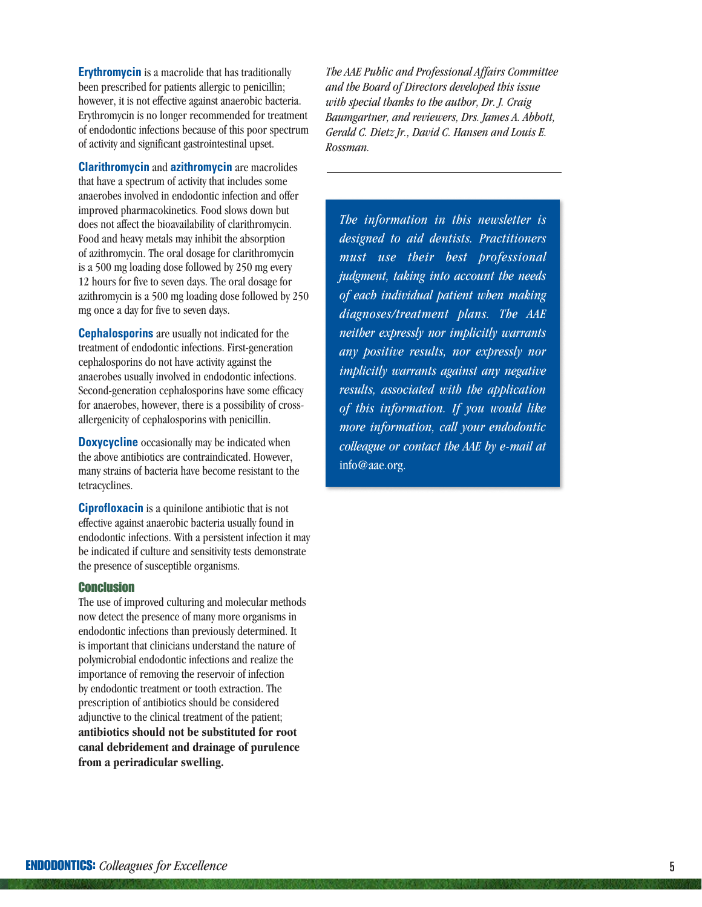**Erythromycin** is a macrolide that has traditionally been prescribed for patients allergic to penicillin; however, it is not effective against anaerobic bacteria. Erythromycin is no longer recommended for treatment of endodontic infections because of this poor spectrum of activity and significant gastrointestinal upset.

**Clarithromycin** and **azithromycin** are macrolides that have a spectrum of activity that includes some anaerobes involved in endodontic infection and offer improved pharmacokinetics. Food slows down but does not affect the bioavailability of clarithromycin. Food and heavy metals may inhibit the absorption of azithromycin. The oral dosage for clarithromycin is a 500 mg loading dose followed by 250 mg every 12 hours for five to seven days. The oral dosage for azithromycin is a 500 mg loading dose followed by 250 mg once a day for five to seven days.

**Cephalosporins** are usually not indicated for the treatment of endodontic infections. First-generation cephalosporins do not have activity against the anaerobes usually involved in endodontic infections. Second-generation cephalosporins have some efficacy for anaerobes, however, there is a possibility of cross-allergenicity of cephalosporins with penicillin.

**Doxycycline** occasionally may be indicated when the above antibiotics are contraindicated. However, many strains of bacteria have become resistant to the tetracyclines.

**Ciprofloxacin** is a quinilone antibiotic that is not effective against anaerobic bacteria usually found in endodontic infections. With a persistent infection it may be indicated if culture and sensitivity tests demonstrate the presence of susceptible organisms.

## Conclusion

The use of improved culturing and molecular methods now detect the presence of many more organisms in endodontic infections than previously determined. It is important that clinicians understand the nature of polymicrobial endodontic infections and realize the importance of removing the reservoir of infection by endodontic treatment or tooth extraction. The prescription of antibiotics should be considered adjunctive to the clinical treatment of the patient; **antibiotics should not be substituted for root canal debridement and drainage of purulence from a periradicular swelling.**

*The AAE Public and Professional Affairs Committee and the Board of Directors developed this issue with special thanks to the author, Dr. J. Craig Baumgartner, and reviewers, Drs. James A. Abbott, Gerald C. Dietz Jr., David C. Hansen and Louis E. Rossman.*

---

*The information in this newsletter is designed to aid dentists. Practitioners must use their best professional judgment, taking into account the needs of each individual patient when making diagnoses/treatment plans. The AAE neither expressly nor implicitly warrants any positive results, nor expressly nor implicitly warrants against any negative results, associated with the application of this information. If you would like more information, call your endodontic colleague or contact the AAE by e-mail at* info@aae.org.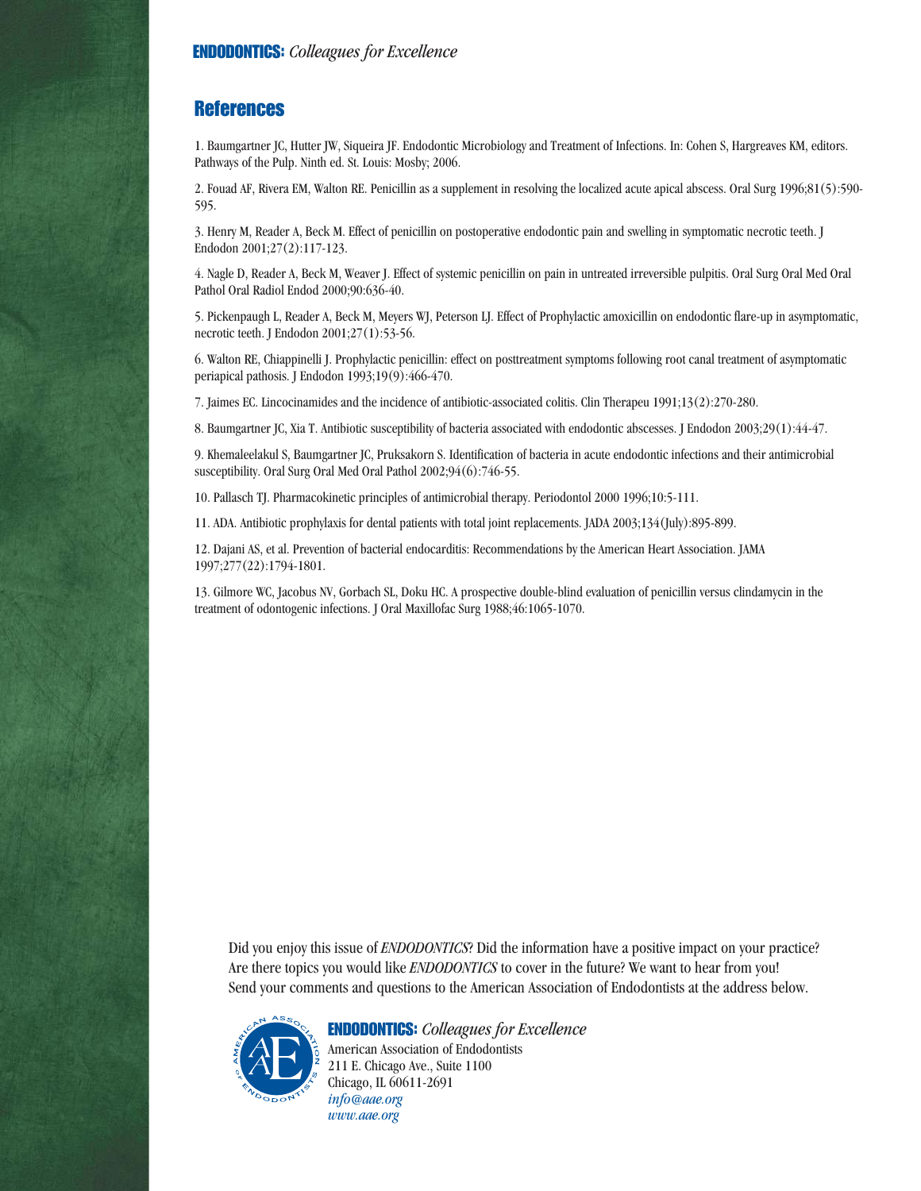## References

1. Baumgartner JC, Hutter JW, Siqueira JF. Endodontic Microbiology and Treatment of Infections. In: Cohen S, Hargreaves KM, editors. Pathways of the Pulp. Ninth ed. St. Louis: Mosby; 2006.

2. Fouad AF, Rivera EM, Walton RE. Penicillin as a supplement in resolving the localized acute apical abscess. Oral Surg 1996;81(5):590-595.

3. Henry M, Reader A, Beck M. Effect of penicillin on postoperative endodontic pain and swelling in symptomatic necrotic teeth. J Endodon 2001;27(2):117-123.

4. Nagle D, Reader A, Beck M, Weaver J. Effect of systemic penicillin on pain in untreated irreversible pulpitis. Oral Surg Oral Med Oral Pathol Oral Radiol Endod 2000;90:636-40.

5. Pickenpaugh L, Reader A, Beck M, Meyers WJ, Peterson LJ. Effect of Prophylactic amoxicillin on endodontic flare-up in asymptomatic, necrotic teeth. J Endodon 2001;27(1):53-56.

6. Walton RE, Chiappinelli J. Prophylactic penicillin: effect on posttreatment symptoms following root canal treatment of asymptomatic periapical pathosis. J Endodon 1993;19(9):466-470.

7. Jaimes EC. Lincocinamides and the incidence of antibiotic-associated colitis. Clin Therapeu 1991;13(2):270-280.

8. Baumgartner JC, Xia T. Antibiotic susceptibility of bacteria associated with endodontic abscesses. J Endodon 2003;29(1):44-47.

9. Khemaleelakul S, Baumgartner JC, Pruksakorn S. Identification of bacteria in acute endodontic infections and their antimicrobial susceptibility. Oral Surg Oral Med Oral Pathol 2002;94(6):746-55.

10. Pallasch TJ. Pharmacokinetic principles of antimicrobial therapy. Periodontol 2000 1996;10:5-111.

11. ADA. Antibiotic prophylaxis for dental patients with total joint replacements. JADA 2003;134(July):895-899.

12. Dajani AS, et al. Prevention of bacterial endocarditis: Recommendations by the American Heart Association. JAMA 1997;277(22):1794-1801.

13. Gilmore WC, Jacobus NV, Gorbach SL, Doku HC. A prospective double-blind evaluation of penicillin versus clindamycin in the treatment of odontogenic infections. J Oral Maxillofac Surg 1988;46:1065-1070.

Did you enjoy this issue of *ENDODONTICS*? Did the information have a positive impact on your practice? Are there topics you would like *ENDODONTICS* to cover in the future? We want to hear from you! Send your comments and questions to the American Association of Endodontists at the address below.

**ENDODONTICS:** *Colleagues for Excellence*
American Association of Endodontists
211 E. Chicago Ave., Suite 1100
Chicago, IL 60611-2691
*info@aae.org*
*www.aae.org*